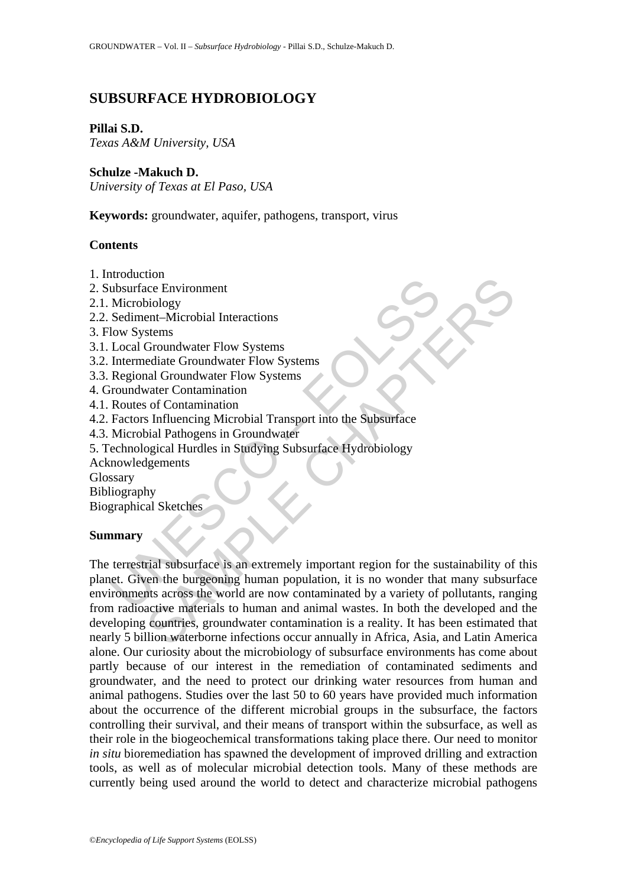# SUBSURFACE HYDROBIOLOGY

**Pillai S.D.**
*Texas A&M University, USA*

**Schulze -Makuch D.**
*University of Texas at El Paso, USA*

**Keywords:** groundwater, aquifer, pathogens, transport, virus

## Contents

1. Introduction
2. Subsurface Environment
2.1. Microbiology
2.2. Sediment–Microbial Interactions
3. Flow Systems
3.1. Local Groundwater Flow Systems
3.2. Intermediate Groundwater Flow Systems
3.3. Regional Groundwater Flow Systems
4. Groundwater Contamination
4.1. Routes of Contamination
4.2. Factors Influencing Microbial Transport into the Subsurface
4.3. Microbial Pathogens in Groundwater
5. Technological Hurdles in Studying Subsurface Hydrobiology

Acknowledgements
Glossary
Bibliography
Biographical Sketches

## Summary

The terrestrial subsurface is an extremely important region for the sustainability of this planet. Given the burgeoning human population, it is no wonder that many subsurface environments across the world are now contaminated by a variety of pollutants, ranging from radioactive materials to human and animal wastes. In both the developed and the developing countries, groundwater contamination is a reality. It has been estimated that nearly 5 billion waterborne infections occur annually in Africa, Asia, and Latin America alone. Our curiosity about the microbiology of subsurface environments has come about partly because of our interest in the remediation of contaminated sediments and groundwater, and the need to protect our drinking water resources from human and animal pathogens. Studies over the last 50 to 60 years have provided much information about the occurrence of the different microbial groups in the subsurface, the factors controlling their survival, and their means of transport within the subsurface, as well as their role in the biogeochemical transformations taking place there. Our need to monitor *in situ* bioremediation has spawned the development of improved drilling and extraction tools, as well as of molecular microbial detection tools. Many of these methods are currently being used around the world to detect and characterize microbial pathogens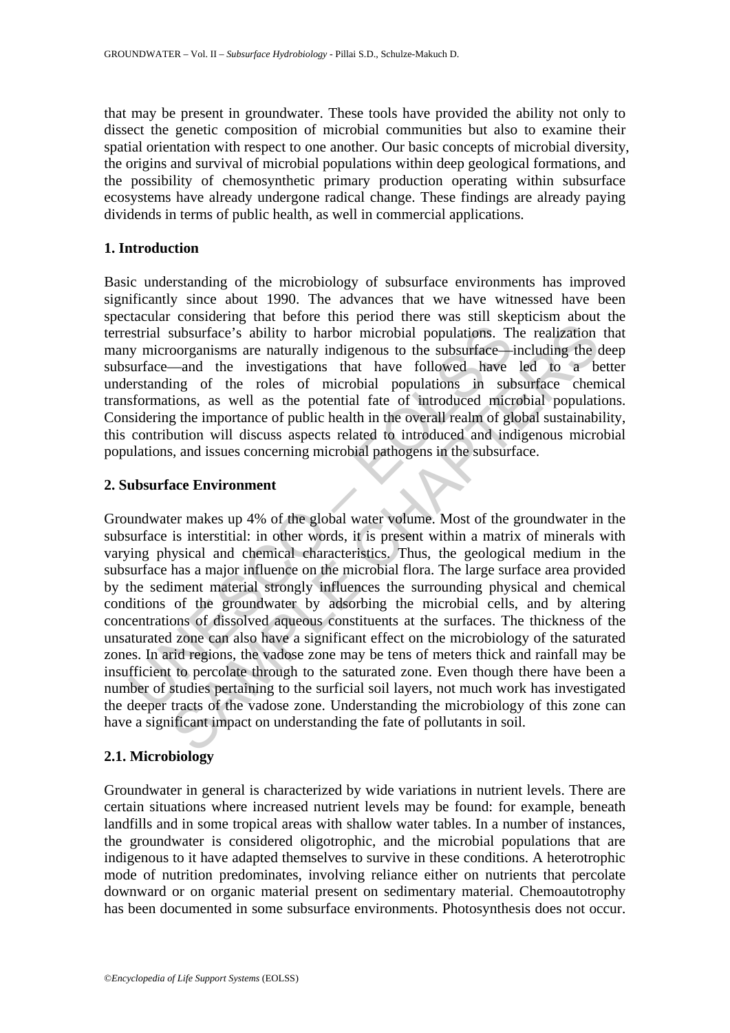that may be present in groundwater. These tools have provided the ability not only to dissect the genetic composition of microbial communities but also to examine their spatial orientation with respect to one another. Our basic concepts of microbial diversity, the origins and survival of microbial populations within deep geological formations, and the possibility of chemosynthetic primary production operating within subsurface ecosystems have already undergone radical change. These findings are already paying dividends in terms of public health, as well in commercial applications.

## 1. Introduction

Basic understanding of the microbiology of subsurface environments has improved significantly since about 1990. The advances that we have witnessed have been spectacular considering that before this period there was still skepticism about the terrestrial subsurface's ability to harbor microbial populations. The realization that many microorganisms are naturally indigenous to the subsurface—including the deep subsurface—and the investigations that have followed have led to a better understanding of the roles of microbial populations in subsurface chemical transformations, as well as the potential fate of introduced microbial populations. Considering the importance of public health in the overall realm of global sustainability, this contribution will discuss aspects related to introduced and indigenous microbial populations, and issues concerning microbial pathogens in the subsurface.

## 2. Subsurface Environment

Groundwater makes up 4% of the global water volume. Most of the groundwater in the subsurface is interstitial: in other words, it is present within a matrix of minerals with varying physical and chemical characteristics. Thus, the geological medium in the subsurface has a major influence on the microbial flora. The large surface area provided by the sediment material strongly influences the surrounding physical and chemical conditions of the groundwater by adsorbing the microbial cells, and by altering concentrations of dissolved aqueous constituents at the surfaces. The thickness of the unsaturated zone can also have a significant effect on the microbiology of the saturated zones. In arid regions, the vadose zone may be tens of meters thick and rainfall may be insufficient to percolate through to the saturated zone. Even though there have been a number of studies pertaining to the surficial soil layers, not much work has investigated the deeper tracts of the vadose zone. Understanding the microbiology of this zone can have a significant impact on understanding the fate of pollutants in soil.

### 2.1. Microbiology

Groundwater in general is characterized by wide variations in nutrient levels. There are certain situations where increased nutrient levels may be found: for example, beneath landfills and in some tropical areas with shallow water tables. In a number of instances, the groundwater is considered oligotrophic, and the microbial populations that are indigenous to it have adapted themselves to survive in these conditions. A heterotrophic mode of nutrition predominates, involving reliance either on nutrients that percolate downward or on organic material present on sedimentary material. Chemoautotrophy has been documented in some subsurface environments. Photosynthesis does not occur.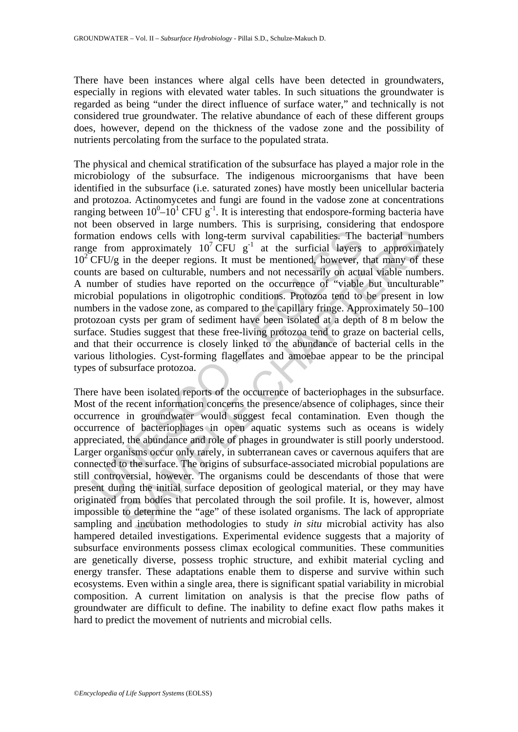There have been instances where algal cells have been detected in groundwaters, especially in regions with elevated water tables. In such situations the groundwater is regarded as being "under the direct influence of surface water," and technically is not considered true groundwater. The relative abundance of each of these different groups does, however, depend on the thickness of the vadose zone and the possibility of nutrients percolating from the surface to the populated strata.

The physical and chemical stratification of the subsurface has played a major role in the microbiology of the subsurface. The indigenous microorganisms that have been identified in the subsurface (i.e. saturated zones) have mostly been unicellular bacteria and protozoa. Actinomycetes and fungi are found in the vadose zone at concentrations ranging between $10^0$–$10^1$ CFU $g^{-1}$. It is interesting that endospore-forming bacteria have not been observed in large numbers. This is surprising, considering that endospore formation endows cells with long-term survival capabilities. The bacterial numbers range from approximately $10^7$ CFU $g^{-1}$ at the surficial layers to approximately $10^2$ CFU/g in the deeper regions. It must be mentioned, however, that many of these counts are based on culturable, numbers and not necessarily on actual viable numbers. A number of studies have reported on the occurrence of "viable but unculturable" microbial populations in oligotrophic conditions. Protozoa tend to be present in low numbers in the vadose zone, as compared to the capillary fringe. Approximately 50–100 protozoan cysts per gram of sediment have been isolated at a depth of 8 m below the surface. Studies suggest that these free-living protozoa tend to graze on bacterial cells, and that their occurrence is closely linked to the abundance of bacterial cells in the various lithologies. Cyst-forming flagellates and amoebae appear to be the principal types of subsurface protozoa.

There have been isolated reports of the occurrence of bacteriophages in the subsurface. Most of the recent information concerns the presence/absence of coliphages, since their occurrence in groundwater would suggest fecal contamination. Even though the occurrence of bacteriophages in open aquatic systems such as oceans is widely appreciated, the abundance and role of phages in groundwater is still poorly understood. Larger organisms occur only rarely, in subterranean caves or cavernous aquifers that are connected to the surface. The origins of subsurface-associated microbial populations are still controversial, however. The organisms could be descendants of those that were present during the initial surface deposition of geological material, or they may have originated from bodies that percolated through the soil profile. It is, however, almost impossible to determine the "age" of these isolated organisms. The lack of appropriate sampling and incubation methodologies to study *in situ* microbial activity has also hampered detailed investigations. Experimental evidence suggests that a majority of subsurface environments possess climax ecological communities. These communities are genetically diverse, possess trophic structure, and exhibit material cycling and energy transfer. These adaptations enable them to disperse and survive within such ecosystems. Even within a single area, there is significant spatial variability in microbial composition. A current limitation on analysis is that the precise flow paths of groundwater are difficult to define. The inability to define exact flow paths makes it hard to predict the movement of nutrients and microbial cells.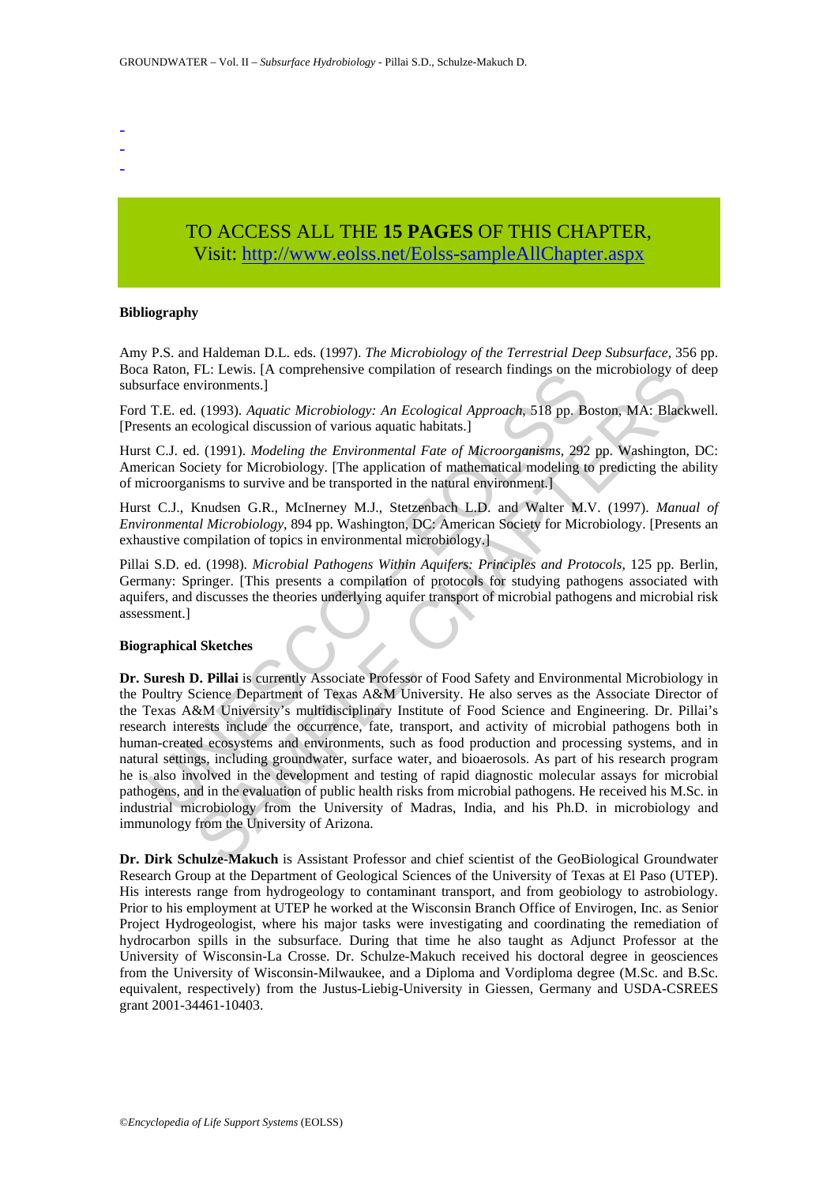-
-
-

TO ACCESS ALL THE **15 PAGES** OF THIS CHAPTER,
Visit: http://www.eolss.net/Eolss-sampleAllChapter.aspx

**Bibliography**

Amy P.S. and Haldeman D.L. eds. (1997). *The Microbiology of the Terrestrial Deep Subsurface*, 356 pp. Boca Raton, FL: Lewis. [A comprehensive compilation of research findings on the microbiology of deep subsurface environments.]

Ford T.E. ed. (1993). *Aquatic Microbiology: An Ecological Approach*, 518 pp. Boston, MA: Blackwell. [Presents an ecological discussion of various aquatic habitats.]

Hurst C.J. ed. (1991). *Modeling the Environmental Fate of Microorganisms*, 292 pp. Washington, DC: American Society for Microbiology. [The application of mathematical modeling to predicting the ability of microorganisms to survive and be transported in the natural environment.]

Hurst C.J., Knudsen G.R., McInerney M.J., Stetzenbach L.D. and Walter M.V. (1997). *Manual of Environmental Microbiology*, 894 pp. Washington, DC: American Society for Microbiology. [Presents an exhaustive compilation of topics in environmental microbiology.]

Pillai S.D. ed. (1998). *Microbial Pathogens Within Aquifers: Principles and Protocols*, 125 pp. Berlin, Germany: Springer. [This presents a compilation of protocols for studying pathogens associated with aquifers, and discusses the theories underlying aquifer transport of microbial pathogens and microbial risk assessment.]

**Biographical Sketches**

**Dr. Suresh D. Pillai** is currently Associate Professor of Food Safety and Environmental Microbiology in the Poultry Science Department of Texas A&M University. He also serves as the Associate Director of the Texas A&M University's multidisciplinary Institute of Food Science and Engineering. Dr. Pillai's research interests include the occurrence, fate, transport, and activity of microbial pathogens both in human-created ecosystems and environments, such as food production and processing systems, and in natural settings, including groundwater, surface water, and bioaerosols. As part of his research program he is also involved in the development and testing of rapid diagnostic molecular assays for microbial pathogens, and in the evaluation of public health risks from microbial pathogens. He received his M.Sc. in industrial microbiology from the University of Madras, India, and his Ph.D. in microbiology and immunology from the University of Arizona.

**Dr. Dirk Schulze-Makuch** is Assistant Professor and chief scientist of the GeoBiological Groundwater Research Group at the Department of Geological Sciences of the University of Texas at El Paso (UTEP). His interests range from hydrogeology to contaminant transport, and from geobiology to astrobiology. Prior to his employment at UTEP he worked at the Wisconsin Branch Office of Envirogen, Inc. as Senior Project Hydrogeologist, where his major tasks were investigating and coordinating the remediation of hydrocarbon spills in the subsurface. During that time he also taught as Adjunct Professor at the University of Wisconsin-La Crosse. Dr. Schulze-Makuch received his doctoral degree in geosciences from the University of Wisconsin-Milwaukee, and a Diploma and Vordiploma degree (M.Sc. and B.Sc. equivalent, respectively) from the Justus-Liebig-University in Giessen, Germany and USDA-CSREES grant 2001-34461-10403.